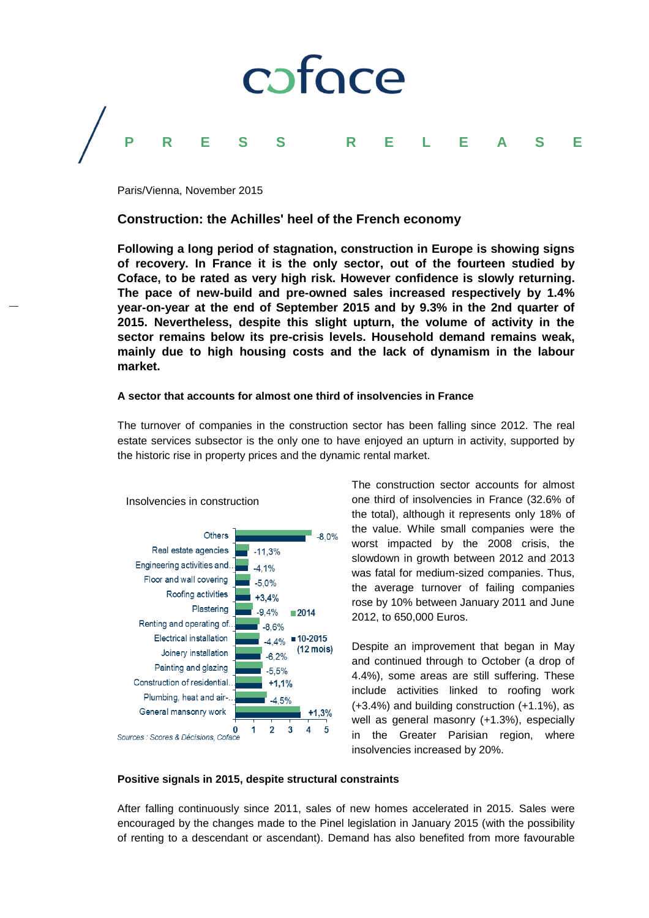Paris/Vienna, November 2015

## Construction: the Achilles' heel of the French economy

**Following a long period of stagnation, construction in Europe is showing signs of recovery. In France it is the only sector, out of the fourteen studied by Coface, to be rated as very high risk. However confidence is slowly returning. The pace of new-build and pre-owned sales increased respectively by 1.4% year-on-year at the end of September 2015 and by 9.3% in the 2nd quarter of 2015. Nevertheless, despite this slight upturn, the volume of activity in the sector remains below its pre-crisis levels. Household demand remains weak, mainly due to high housing costs and the lack of dynamism in the labour market.**

### A sector that accounts for almost one third of insolvencies in France

The turnover of companies in the construction sector has been falling since 2012. The real estate services subsector is the only one to have enjoyed an upturn in activity, supported by the historic rise in property prices and the dynamic rental market.

Insolvencies in construction

| Sector | Change (10-2015, 12 mois vs 2014) |
| --- | --- |
| Others | -8,0% |
| Real estate agencies | -11,3% |
| Engineering activities and... | -4,1% |
| Floor and wall covering | -5,0% |
| Roofing activities | +3,4% |
| Plastering | -9,4% |
| Renting and operating of... | -8,6% |
| Electrical installation | -4,4% |
| Joinery installation | -6,2% |
| Painting and glazing | -5,5% |
| Construction of residential... | +1,1% |
| Plumbing, heat and air-... | -4,5% |
| General mansonry work | +1,3% |

*Sources : Scores & Décisions, Coface*

The construction sector accounts for almost one third of insolvencies in France (32.6% of the total), although it represents only 18% of the value. While small companies were the worst impacted by the 2008 crisis, the slowdown in growth between 2012 and 2013 was fatal for medium-sized companies. Thus, the average turnover of failing companies rose by 10% between January 2011 and June 2012, to 650,000 Euros.

Despite an improvement that began in May and continued through to October (a drop of 4.4%), some areas are still suffering. These include activities linked to roofing work (+3.4%) and building construction (+1.1%), as well as general masonry (+1.3%), especially in the Greater Parisian region, where insolvencies increased by 20%.

### Positive signals in 2015, despite structural constraints

After falling continuously since 2011, sales of new homes accelerated in 2015. Sales were encouraged by the changes made to the Pinel legislation in January 2015 (with the possibility of renting to a descendant or ascendant). Demand has also benefited from more favourable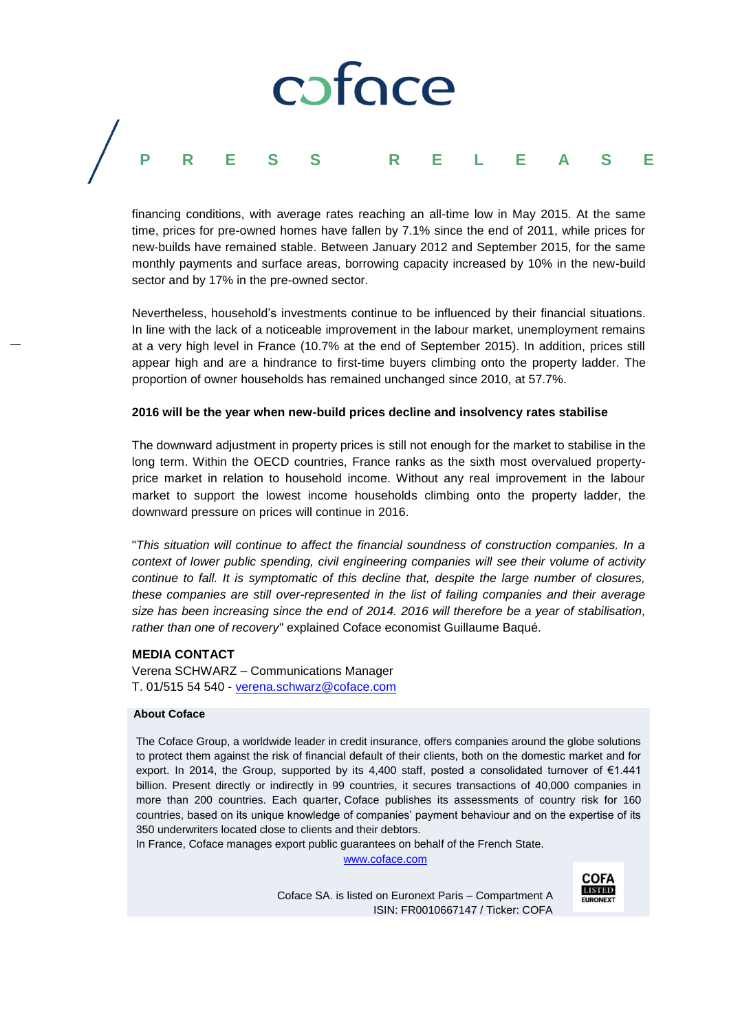financing conditions, with average rates reaching an all-time low in May 2015. At the same time, prices for pre-owned homes have fallen by 7.1% since the end of 2011, while prices for new-builds have remained stable. Between January 2012 and September 2015, for the same monthly payments and surface areas, borrowing capacity increased by 10% in the new-build sector and by 17% in the pre-owned sector.

Nevertheless, household's investments continue to be influenced by their financial situations. In line with the lack of a noticeable improvement in the labour market, unemployment remains at a very high level in France (10.7% at the end of September 2015). In addition, prices still appear high and are a hindrance to first-time buyers climbing onto the property ladder. The proportion of owner households has remained unchanged since 2010, at 57.7%.

**2016 will be the year when new-build prices decline and insolvency rates stabilise**

The downward adjustment in property prices is still not enough for the market to stabilise in the long term. Within the OECD countries, France ranks as the sixth most overvalued property-price market in relation to household income. Without any real improvement in the labour market to support the lowest income households climbing onto the property ladder, the downward pressure on prices will continue in 2016.

"*This situation will continue to affect the financial soundness of construction companies. In a context of lower public spending, civil engineering companies will see their volume of activity continue to fall. It is symptomatic of this decline that, despite the large number of closures, these companies are still over-represented in the list of failing companies and their average size has been increasing since the end of 2014. 2016 will therefore be a year of stabilisation, rather than one of recovery*" explained Coface economist Guillaume Baqué.

**MEDIA CONTACT**
Verena SCHWARZ – Communications Manager
T. 01/515 54 540 - verena.schwarz@coface.com

**About Coface**

The Coface Group, a worldwide leader in credit insurance, offers companies around the globe solutions to protect them against the risk of financial default of their clients, both on the domestic market and for export. In 2014, the Group, supported by its 4,400 staff, posted a consolidated turnover of €1.441 billion. Present directly or indirectly in 99 countries, it secures transactions of 40,000 companies in more than 200 countries. Each quarter, Coface publishes its assessments of country risk for 160 countries, based on its unique knowledge of companies' payment behaviour and on the expertise of its 350 underwriters located close to clients and their debtors.
In France, Coface manages export public guarantees on behalf of the French State.

www.coface.com

Coface SA. is listed on Euronext Paris – Compartment A
ISIN: FR0010667147 / Ticker: COFA